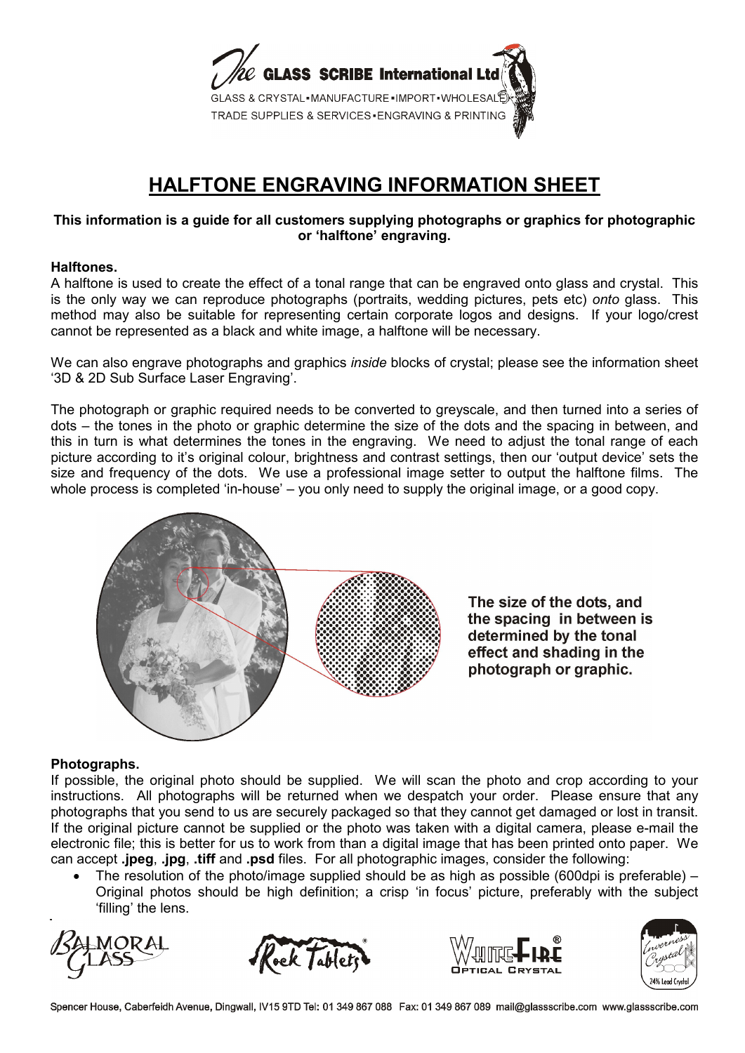# HALFTONE ENGRAVING INFORMATION SHEET

**This information is a guide for all customers supplying photographs or graphics for photographic or 'halftone' engraving.**

**Halftones.**

A halftone is used to create the effect of a tonal range that can be engraved onto glass and crystal. This is the only way we can reproduce photographs (portraits, wedding pictures, pets etc) *onto* glass. This method may also be suitable for representing certain corporate logos and designs. If your logo/crest cannot be represented as a black and white image, a halftone will be necessary.

We can also engrave photographs and graphics *inside* blocks of crystal; please see the information sheet '3D & 2D Sub Surface Laser Engraving'.

The photograph or graphic required needs to be converted to greyscale, and then turned into a series of dots – the tones in the photo or graphic determine the size of the dots and the spacing in between, and this in turn is what determines the tones in the engraving. We need to adjust the tonal range of each picture according to it's original colour, brightness and contrast settings, then our 'output device' sets the size and frequency of the dots. We use a professional image setter to output the halftone films. The whole process is completed 'in-house' – you only need to supply the original image, or a good copy.

**The size of the dots, and the spacing in between is determined by the tonal effect and shading in the photograph or graphic.**

**Photographs.**

If possible, the original photo should be supplied. We will scan the photo and crop according to your instructions. All photographs will be returned when we despatch your order. Please ensure that any photographs that you send to us are securely packaged so that they cannot get damaged or lost in transit. If the original picture cannot be supplied or the photo was taken with a digital camera, please e-mail the electronic file; this is better for us to work from than a digital image that has been printed onto paper. We can accept **.jpeg**, **.jpg**, **.tiff** and **.psd** files. For all photographic images, consider the following:

- The resolution of the photo/image supplied should be as high as possible (600dpi is preferable) – Original photos should be high definition; a crisp 'in focus' picture, preferably with the subject 'filling' the lens.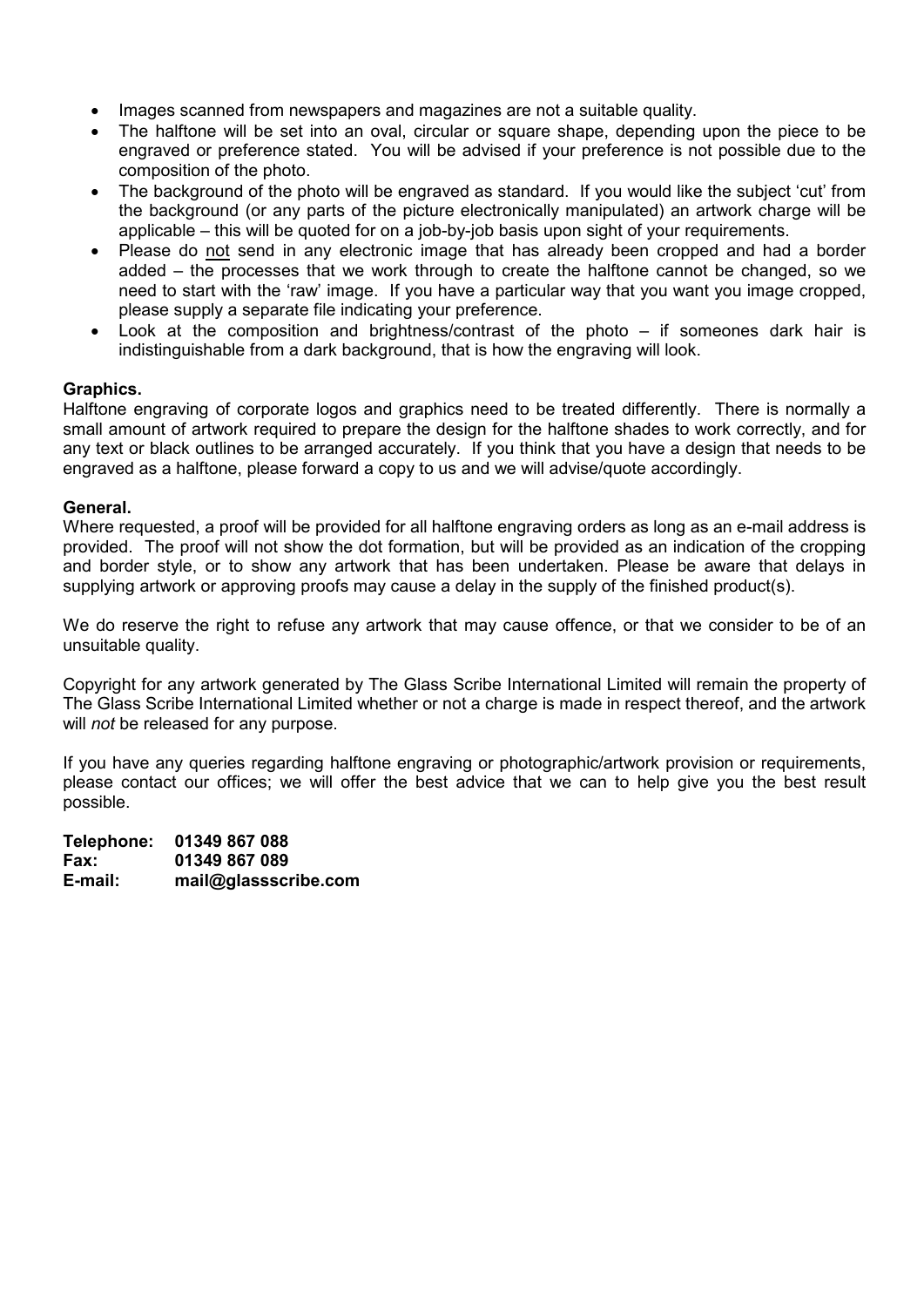- Images scanned from newspapers and magazines are not a suitable quality.
- The halftone will be set into an oval, circular or square shape, depending upon the piece to be engraved or preference stated. You will be advised if your preference is not possible due to the composition of the photo.
- The background of the photo will be engraved as standard. If you would like the subject 'cut' from the background (or any parts of the picture electronically manipulated) an artwork charge will be applicable – this will be quoted for on a job-by-job basis upon sight of your requirements.
- Please do <u>not</u> send in any electronic image that has already been cropped and had a border added – the processes that we work through to create the halftone cannot be changed, so we need to start with the 'raw' image. If you have a particular way that you want you image cropped, please supply a separate file indicating your preference.
- Look at the composition and brightness/contrast of the photo – if someones dark hair is indistinguishable from a dark background, that is how the engraving will look.

**Graphics.**

Halftone engraving of corporate logos and graphics need to be treated differently. There is normally a small amount of artwork required to prepare the design for the halftone shades to work correctly, and for any text or black outlines to be arranged accurately. If you think that you have a design that needs to be engraved as a halftone, please forward a copy to us and we will advise/quote accordingly.

**General.**

Where requested, a proof will be provided for all halftone engraving orders as long as an e-mail address is provided. The proof will not show the dot formation, but will be provided as an indication of the cropping and border style, or to show any artwork that has been undertaken. Please be aware that delays in supplying artwork or approving proofs may cause a delay in the supply of the finished product(s).

We do reserve the right to refuse any artwork that may cause offence, or that we consider to be of an unsuitable quality.

Copyright for any artwork generated by The Glass Scribe International Limited will remain the property of The Glass Scribe International Limited whether or not a charge is made in respect thereof, and the artwork will *not* be released for any purpose.

If you have any queries regarding halftone engraving or photographic/artwork provision or requirements, please contact our offices; we will offer the best advice that we can to help give you the best result possible.

**Telephone:** **01349 867 088**
**Fax:** **01349 867 089**
**E-mail:** **mail@glassscribe.com**